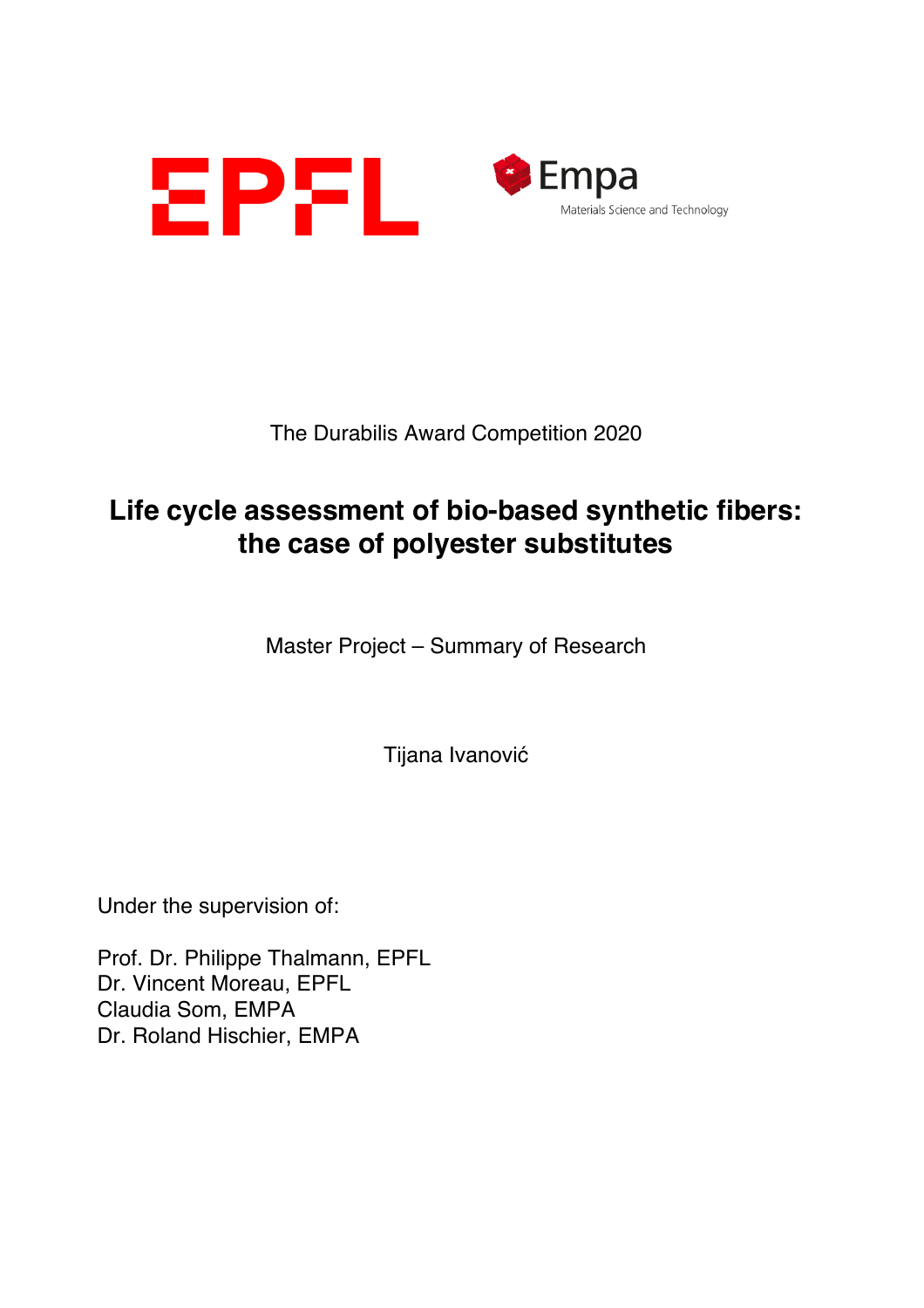EPFL

Empa
Materials Science and Technology

The Durabilis Award Competition 2020

# Life cycle assessment of bio-based synthetic fibers: the case of polyester substitutes

Master Project – Summary of Research

Tijana Ivanović

Under the supervision of:

Prof. Dr. Philippe Thalmann, EPFL
Dr. Vincent Moreau, EPFL
Claudia Som, EMPA
Dr. Roland Hischier, EMPA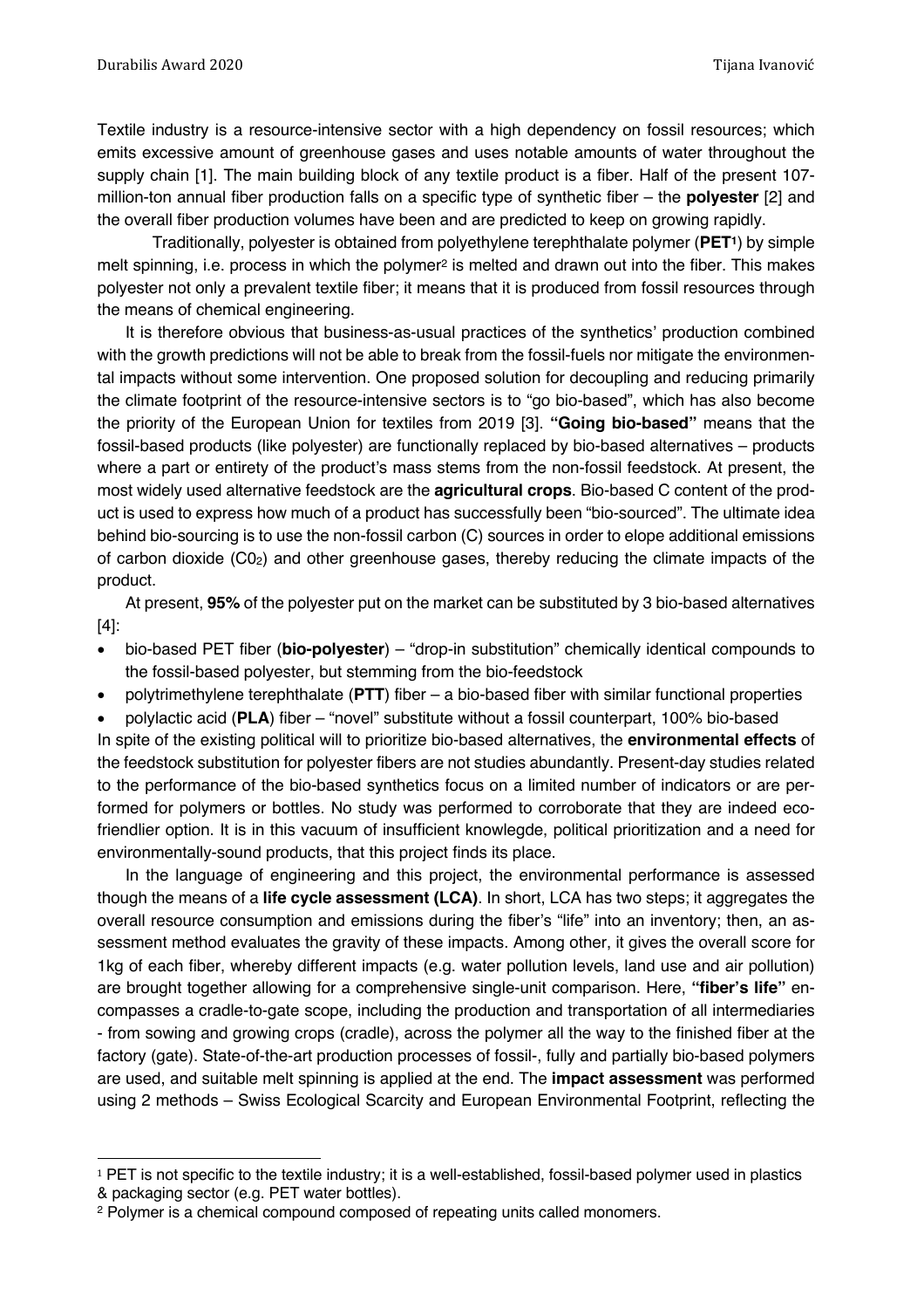Textile industry is a resource-intensive sector with a high dependency on fossil resources; which emits excessive amount of greenhouse gases and uses notable amounts of water throughout the supply chain [1]. The main building block of any textile product is a fiber. Half of the present 107-million-ton annual fiber production falls on a specific type of synthetic fiber – the **polyester** [2] and the overall fiber production volumes have been and are predicted to keep on growing rapidly.

Traditionally, polyester is obtained from polyethylene terephthalate polymer (**PET**[1]) by simple melt spinning, i.e. process in which the polymer[2] is melted and drawn out into the fiber. This makes polyester not only a prevalent textile fiber; it means that it is produced from fossil resources through the means of chemical engineering.

It is therefore obvious that business-as-usual practices of the synthetics' production combined with the growth predictions will not be able to break from the fossil-fuels nor mitigate the environmental impacts without some intervention. One proposed solution for decoupling and reducing primarily the climate footprint of the resource-intensive sectors is to "go bio-based", which has also become the priority of the European Union for textiles from 2019 [3]. **"Going bio-based"** means that the fossil-based products (like polyester) are functionally replaced by bio-based alternatives – products where a part or entirety of the product's mass stems from the non-fossil feedstock. At present, the most widely used alternative feedstock are the **agricultural crops**. Bio-based C content of the product is used to express how much of a product has successfully been "bio-sourced". The ultimate idea behind bio-sourcing is to use the non-fossil carbon (C) sources in order to elope additional emissions of carbon dioxide ($C0_2$) and other greenhouse gases, thereby reducing the climate impacts of the product.

At present, **95%** of the polyester put on the market can be substituted by 3 bio-based alternatives [4]:

- bio-based PET fiber (**bio-polyester**) – "drop-in substitution" chemically identical compounds to the fossil-based polyester, but stemming from the bio-feedstock
- polytrimethylene terephthalate (**PTT**) fiber – a bio-based fiber with similar functional properties
- polylactic acid (**PLA**) fiber – "novel" substitute without a fossil counterpart, 100% bio-based

In spite of the existing political will to prioritize bio-based alternatives, the **environmental effects** of the feedstock substitution for polyester fibers are not studies abundantly. Present-day studies related to the performance of the bio-based synthetics focus on a limited number of indicators or are performed for polymers or bottles. No study was performed to corroborate that they are indeed eco-friendlier option. It is in this vacuum of insufficient knowlegde, political prioritization and a need for environmentally-sound products, that this project finds its place.

In the language of engineering and this project, the environmental performance is assessed though the means of a **life cycle assessment (LCA)**. In short, LCA has two steps; it aggregates the overall resource consumption and emissions during the fiber's "life" into an inventory; then, an assessment method evaluates the gravity of these impacts. Among other, it gives the overall score for 1kg of each fiber, whereby different impacts (e.g. water pollution levels, land use and air pollution) are brought together allowing for a comprehensive single-unit comparison. Here, **"fiber's life"** encompasses a cradle-to-gate scope, including the production and transportation of all intermediaries - from sowing and growing crops (cradle), across the polymer all the way to the finished fiber at the factory (gate). State-of-the-art production processes of fossil-, fully and partially bio-based polymers are used, and suitable melt spinning is applied at the end. The **impact assessment** was performed using 2 methods – Swiss Ecological Scarcity and European Environmental Footprint, reflecting the

[1] PET is not specific to the textile industry; it is a well-established, fossil-based polymer used in plastics & packaging sector (e.g. PET water bottles).

[2] Polymer is a chemical compound composed of repeating units called monomers.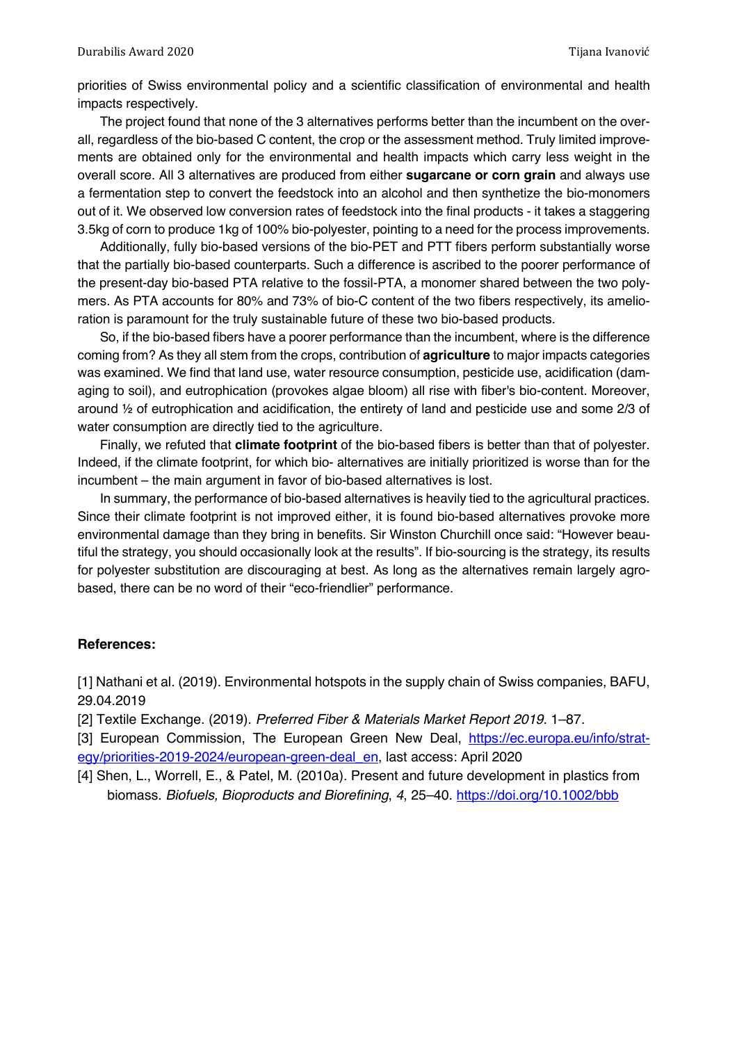priorities of Swiss environmental policy and a scientific classification of environmental and health impacts respectively.

The project found that none of the 3 alternatives performs better than the incumbent on the overall, regardless of the bio-based C content, the crop or the assessment method. Truly limited improvements are obtained only for the environmental and health impacts which carry less weight in the overall score. All 3 alternatives are produced from either **sugarcane or corn grain** and always use a fermentation step to convert the feedstock into an alcohol and then synthetize the bio-monomers out of it. We observed low conversion rates of feedstock into the final products - it takes a staggering 3.5kg of corn to produce 1kg of 100% bio-polyester, pointing to a need for the process improvements.

Additionally, fully bio-based versions of the bio-PET and PTT fibers perform substantially worse that the partially bio-based counterparts. Such a difference is ascribed to the poorer performance of the present-day bio-based PTA relative to the fossil-PTA, a monomer shared between the two polymers. As PTA accounts for 80% and 73% of bio-C content of the two fibers respectively, its amelioration is paramount for the truly sustainable future of these two bio-based products.

So, if the bio-based fibers have a poorer performance than the incumbent, where is the difference coming from? As they all stem from the crops, contribution of **agriculture** to major impacts categories was examined. We find that land use, water resource consumption, pesticide use, acidification (damaging to soil), and eutrophication (provokes algae bloom) all rise with fiber's bio-content. Moreover, around ½ of eutrophication and acidification, the entirety of land and pesticide use and some 2/3 of water consumption are directly tied to the agriculture.

Finally, we refuted that **climate footprint** of the bio-based fibers is better than that of polyester. Indeed, if the climate footprint, for which bio- alternatives are initially prioritized is worse than for the incumbent – the main argument in favor of bio-based alternatives is lost.

In summary, the performance of bio-based alternatives is heavily tied to the agricultural practices. Since their climate footprint is not improved either, it is found bio-based alternatives provoke more environmental damage than they bring in benefits. Sir Winston Churchill once said: "However beautiful the strategy, you should occasionally look at the results". If bio-sourcing is the strategy, its results for polyester substitution are discouraging at best. As long as the alternatives remain largely agro-based, there can be no word of their "eco-friendlier" performance.

**References:**

[1] Nathani et al. (2019). Environmental hotspots in the supply chain of Swiss companies, BAFU, 29.04.2019

[2] Textile Exchange. (2019). *Preferred Fiber & Materials Market Report 2019*. 1–87.

[3] European Commission, The European Green New Deal, https://ec.europa.eu/info/strategy/priorities-2019-2024/european-green-deal_en, last access: April 2020

[4] Shen, L., Worrell, E., & Patel, M. (2010a). Present and future development in plastics from biomass. *Biofuels, Bioproducts and Biorefining*, *4*, 25–40. https://doi.org/10.1002/bbb